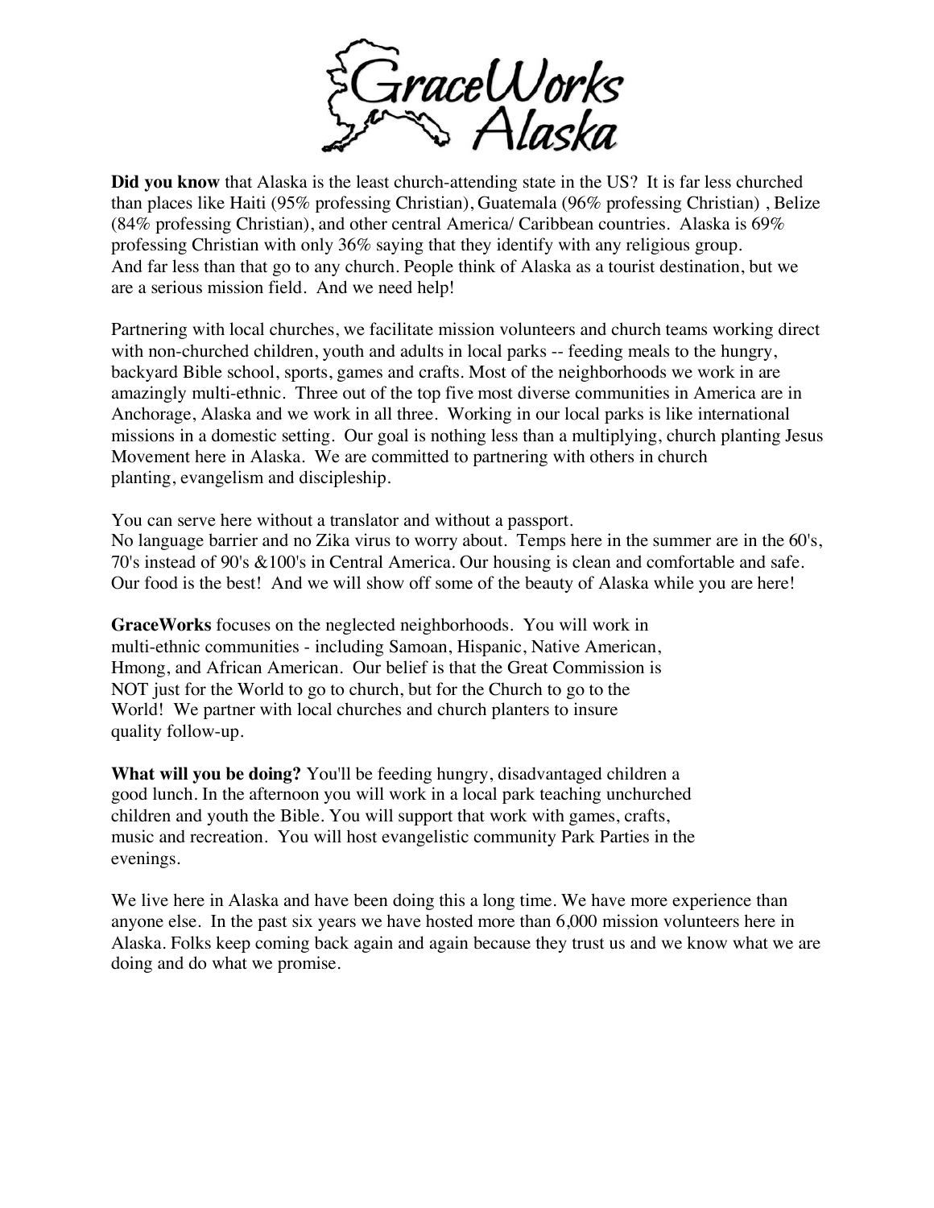# GraceWorks Alaska

**Did you know** that Alaska is the least church-attending state in the US? It is far less churched than places like Haiti (95% professing Christian), Guatemala (96% professing Christian) , Belize (84% professing Christian), and other central America/ Caribbean countries. Alaska is 69% professing Christian with only 36% saying that they identify with any religious group. And far less than that go to any church. People think of Alaska as a tourist destination, but we are a serious mission field. And we need help!

Partnering with local churches, we facilitate mission volunteers and church teams working direct with non-churched children, youth and adults in local parks -- feeding meals to the hungry, backyard Bible school, sports, games and crafts. Most of the neighborhoods we work in are amazingly multi-ethnic. Three out of the top five most diverse communities in America are in Anchorage, Alaska and we work in all three. Working in our local parks is like international missions in a domestic setting. Our goal is nothing less than a multiplying, church planting Jesus Movement here in Alaska. We are committed to partnering with others in church planting, evangelism and discipleship.

You can serve here without a translator and without a passport.
No language barrier and no Zika virus to worry about. Temps here in the summer are in the 60's, 70's instead of 90's &100's in Central America. Our housing is clean and comfortable and safe. Our food is the best! And we will show off some of the beauty of Alaska while you are here!

**GraceWorks** focuses on the neglected neighborhoods. You will work in multi-ethnic communities - including Samoan, Hispanic, Native American, Hmong, and African American. Our belief is that the Great Commission is NOT just for the World to go to church, but for the Church to go to the World! We partner with local churches and church planters to insure quality follow-up.

**What will you be doing?** You'll be feeding hungry, disadvantaged children a good lunch. In the afternoon you will work in a local park teaching unchurched children and youth the Bible. You will support that work with games, crafts, music and recreation. You will host evangelistic community Park Parties in the evenings.

We live here in Alaska and have been doing this a long time. We have more experience than anyone else. In the past six years we have hosted more than 6,000 mission volunteers here in Alaska. Folks keep coming back again and again because they trust us and we know what we are doing and do what we promise.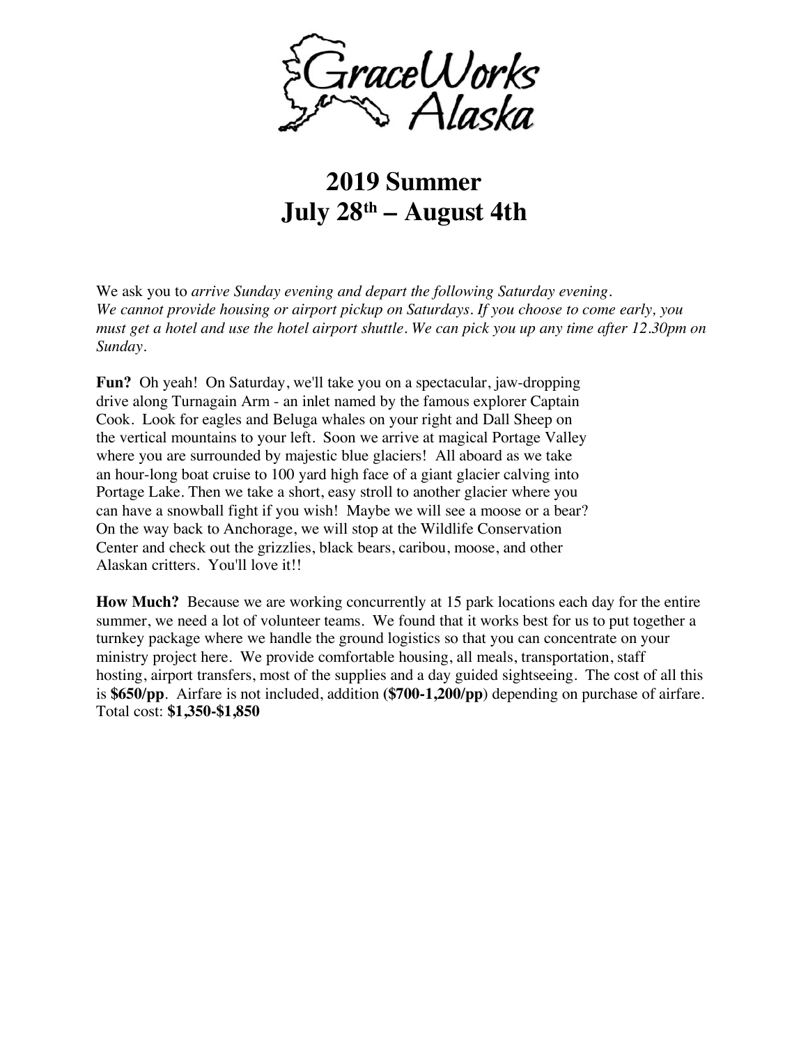GraceWorks Alaska

# 2019 Summer
# July 28th – August 4th

We ask you to *arrive Sunday evening and depart the following Saturday evening. We cannot provide housing or airport pickup on Saturdays. If you choose to come early, you must get a hotel and use the hotel airport shuttle. We can pick you up any time after 12.30pm on Sunday.*

**Fun?** Oh yeah! On Saturday, we'll take you on a spectacular, jaw-dropping drive along Turnagain Arm - an inlet named by the famous explorer Captain Cook. Look for eagles and Beluga whales on your right and Dall Sheep on the vertical mountains to your left. Soon we arrive at magical Portage Valley where you are surrounded by majestic blue glaciers! All aboard as we take an hour-long boat cruise to 100 yard high face of a giant glacier calving into Portage Lake. Then we take a short, easy stroll to another glacier where you can have a snowball fight if you wish! Maybe we will see a moose or a bear? On the way back to Anchorage, we will stop at the Wildlife Conservation Center and check out the grizzlies, black bears, caribou, moose, and other Alaskan critters. You'll love it!!

**How Much?** Because we are working concurrently at 15 park locations each day for the entire summer, we need a lot of volunteer teams. We found that it works best for us to put together a turnkey package where we handle the ground logistics so that you can concentrate on your ministry project here. We provide comfortable housing, all meals, transportation, staff hosting, airport transfers, most of the supplies and a day guided sightseeing. The cost of all this is **$650/pp**. Airfare is not included, addition **($700-1,200/pp**) depending on purchase of airfare. Total cost: **$1,350-$1,850**